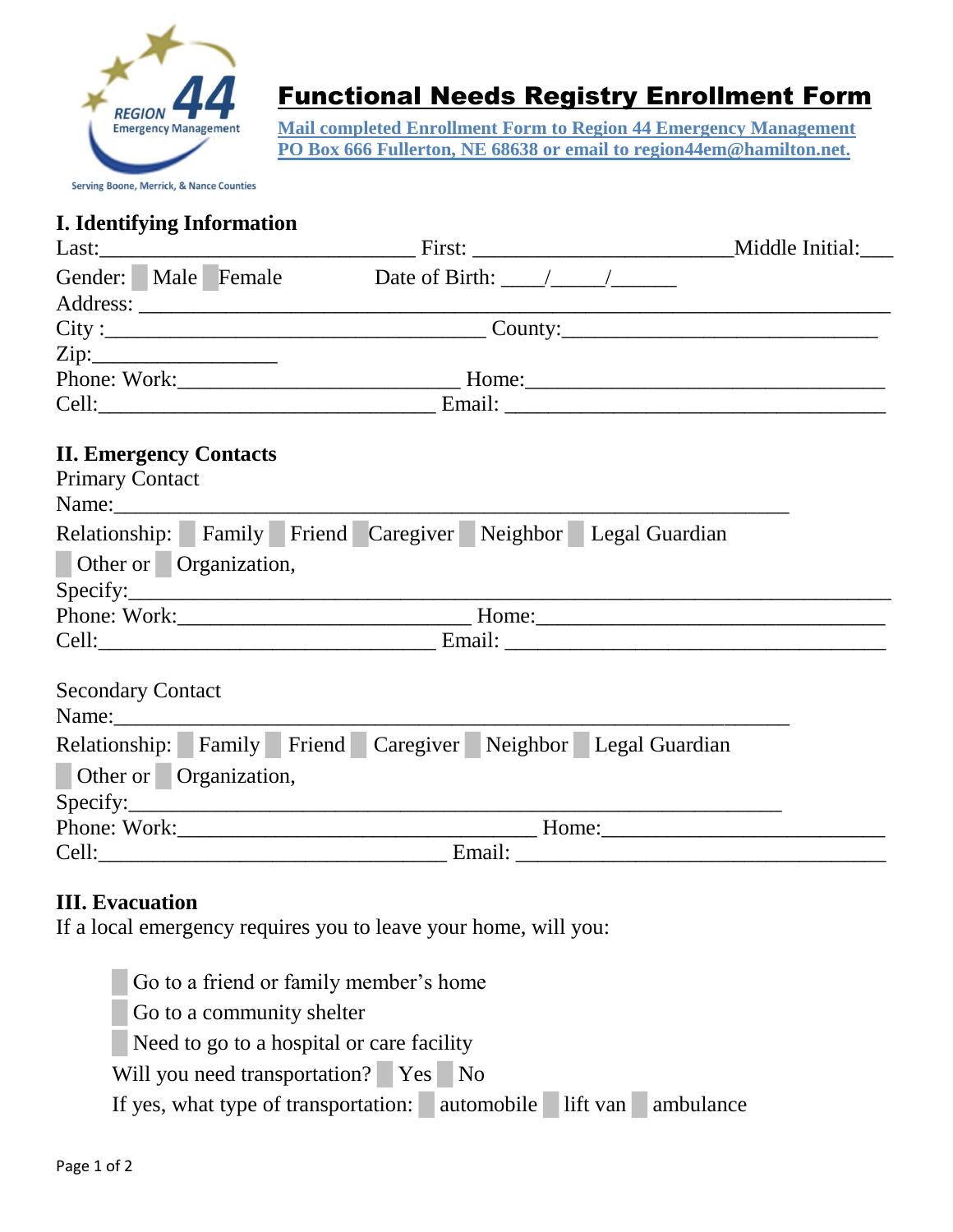# Functional Needs Registry Enrollment Form

Mail completed Enrollment Form to Region 44 Emergency Management PO Box 666 Fullerton, NE 68638 or email to region44em@hamilton.net.

REGION 44 Emergency Management

Serving Boone, Merrick, & Nance Counties

## I. Identifying Information

Last:______________________________ First: _________________________Middle Initial:___

Gender: ☐ Male ☐ Female Date of Birth: ____/_____/______

Address: ______________________________________________________________________

City :____________________________________ County:______________________________

Zip:_________________

Phone: Work:___________________________ Home:__________________________________

Cell:________________________________ Email: __________________________________

## II. Emergency Contacts

Primary Contact

Name:_________________________________________________________________

Relationship: ☐ Family ☐ Friend ☐ Caregiver ☐ Neighbor ☐ Legal Guardian

☐ Other or ☐ Organization,

Specify:________________________________________________________________________

Phone: Work:____________________________ Home:________________________________

Cell:________________________________ Email: __________________________________

Secondary Contact

Name:_________________________________________________________________

Relationship: ☐ Family ☐ Friend ☐ Caregiver ☐ Neighbor ☐ Legal Guardian

☐ Other or ☐ Organization,

Specify:______________________________________________________________

Phone: Work:___________________________________ Home:___________________________

Cell:_________________________________ Email: __________________________________

## III. Evacuation

If a local emergency requires you to leave your home, will you:

- ☐ Go to a friend or family member's home
- ☐ Go to a community shelter
- ☐ Need to go to a hospital or care facility

Will you need transportation? ☐ Yes ☐ No

If yes, what type of transportation: ☐ automobile ☐ lift van ☐ ambulance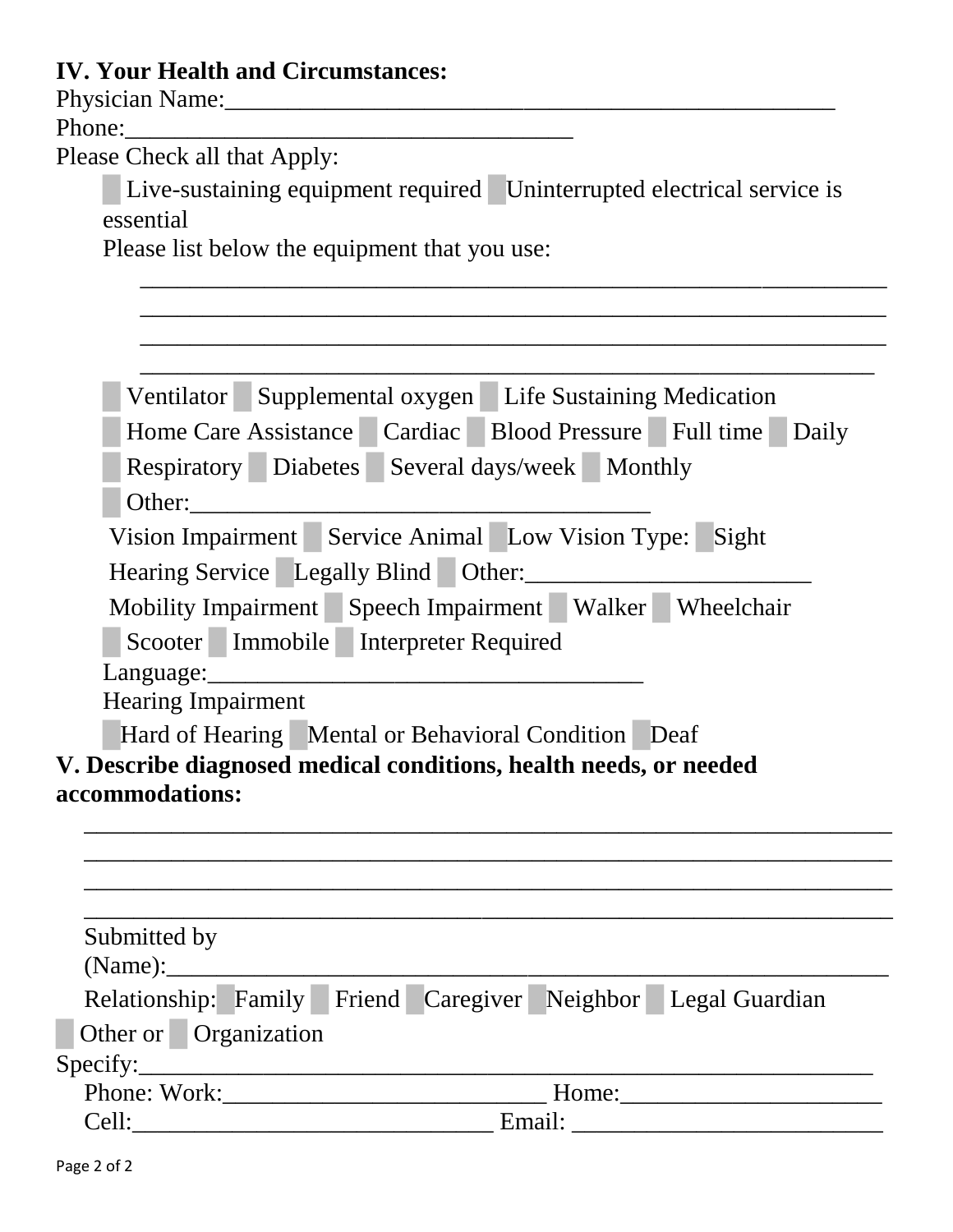**IV. Your Health and Circumstances:**

Physician Name:_______________________________________________

Phone:__________________________________

Please Check all that Apply:

☐ Live-sustaining equipment required ☐ Uninterrupted electrical service is essential

Please list below the equipment that you use:

__________________________________________________________

__________________________________________________________

__________________________________________________________

__________________________________________________________

☐ Ventilator ☐ Supplemental oxygen ☐ Life Sustaining Medication

☐ Home Care Assistance ☐ Cardiac ☐ Blood Pressure ☐ Full time ☐ Daily

☐ Respiratory ☐ Diabetes ☐ Several days/week ☐ Monthly

☐ Other:____________________________________

Vision Impairment ☐ Service Animal ☐ Low Vision Type: ☐ Sight

Hearing Service ☐ Legally Blind ☐ Other:______________________

Mobility Impairment ☐ Speech Impairment ☐ Walker ☐ Wheelchair

☐ Scooter ☐ Immobile ☐ Interpreter Required

Language:__________________________________

Hearing Impairment

☐ Hard of Hearing ☐ Mental or Behavioral Condition ☐ Deaf

**V. Describe diagnosed medical conditions, health needs, or needed accommodations:**

_______________________________________________________________

_______________________________________________________________

_______________________________________________________________

_______________________________________________________________

Submitted by (Name):_____________________________________________________

Relationship: ☐ Family ☐ Friend ☐ Caregiver ☐ Neighbor ☐ Legal Guardian

☐ Other or ☐ Organization

Specify:_____________________________________________________________

Phone: Work:_________________________ Home:_____________________

Cell:____________________________ Email: ________________________